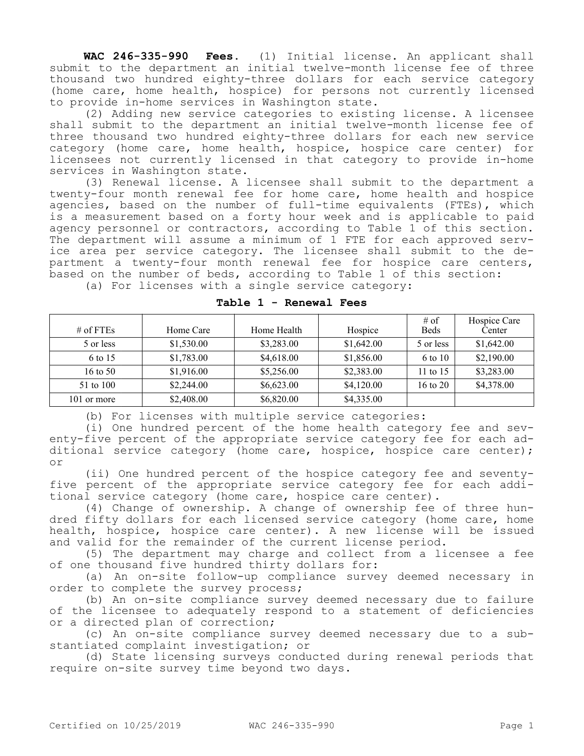**WAC 246-335-990 Fees.** (1) Initial license. An applicant shall submit to the department an initial twelve-month license fee of three thousand two hundred eighty-three dollars for each service category (home care, home health, hospice) for persons not currently licensed to provide in-home services in Washington state.

(2) Adding new service categories to existing license. A licensee shall submit to the department an initial twelve-month license fee of three thousand two hundred eighty-three dollars for each new service category (home care, home health, hospice, hospice care center) for licensees not currently licensed in that category to provide in-home services in Washington state.

(3) Renewal license. A licensee shall submit to the department a twenty-four month renewal fee for home care, home health and hospice agencies, based on the number of full-time equivalents (FTEs), which is a measurement based on a forty hour week and is applicable to paid agency personnel or contractors, according to Table 1 of this section. The department will assume a minimum of 1 FTE for each approved service area per service category. The licensee shall submit to the department a twenty-four month renewal fee for hospice care centers, based on the number of beds, according to Table 1 of this section:

(a) For licenses with a single service category:

**Table 1 - Renewal Fees**

| # of FTEs | Home Care | Home Health | Hospice | # of Beds | Hospice Care Center |
|---|---|---|---|---|---|
| 5 or less | $1,530.00 | $3,283.00 | $1,642.00 | 5 or less | $1,642.00 |
| 6 to 15 | $1,783.00 | $4,618.00 | $1,856.00 | 6 to 10 | $2,190.00 |
| 16 to 50 | $1,916.00 | $5,256.00 | $2,383.00 | 11 to 15 | $3,283.00 |
| 51 to 100 | $2,244.00 | $6,623.00 | $4,120.00 | 16 to 20 | $4,378.00 |
| 101 or more | $2,408.00 | $6,820.00 | $4,335.00 | | |

(b) For licenses with multiple service categories:

(i) One hundred percent of the home health category fee and seventy-five percent of the appropriate service category fee for each additional service category (home care, hospice, hospice care center); or

(ii) One hundred percent of the hospice category fee and seventy-five percent of the appropriate service category fee for each additional service category (home care, hospice care center).

(4) Change of ownership. A change of ownership fee of three hundred fifty dollars for each licensed service category (home care, home health, hospice, hospice care center). A new license will be issued and valid for the remainder of the current license period.

(5) The department may charge and collect from a licensee a fee of one thousand five hundred thirty dollars for:

(a) An on-site follow-up compliance survey deemed necessary in order to complete the survey process;

(b) An on-site compliance survey deemed necessary due to failure of the licensee to adequately respond to a statement of deficiencies or a directed plan of correction;

(c) An on-site compliance survey deemed necessary due to a substantiated complaint investigation; or

(d) State licensing surveys conducted during renewal periods that require on-site survey time beyond two days.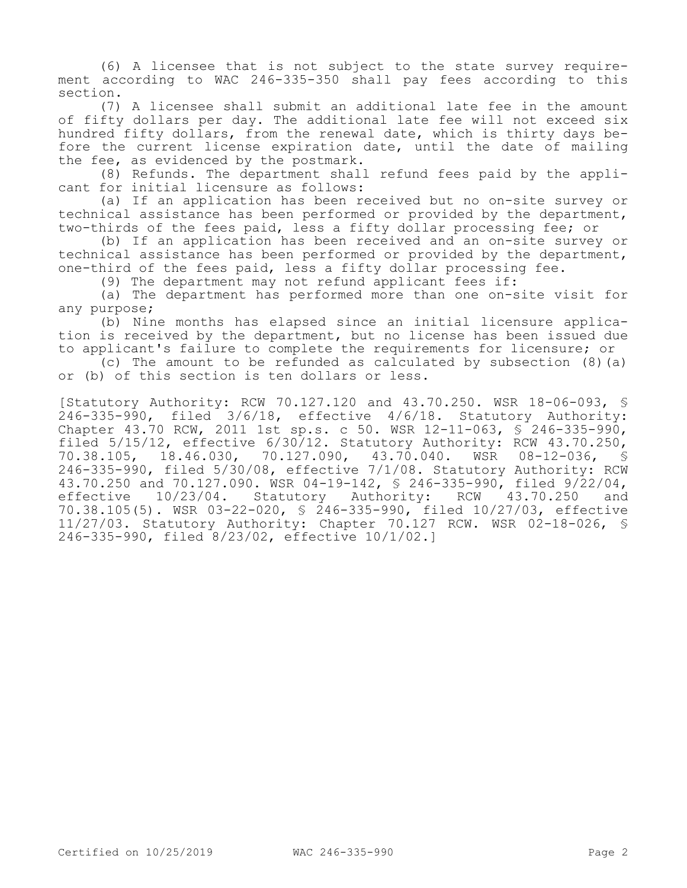(6) A licensee that is not subject to the state survey requirement according to WAC 246-335-350 shall pay fees according to this section.

(7) A licensee shall submit an additional late fee in the amount of fifty dollars per day. The additional late fee will not exceed six hundred fifty dollars, from the renewal date, which is thirty days before the current license expiration date, until the date of mailing the fee, as evidenced by the postmark.

(8) Refunds. The department shall refund fees paid by the applicant for initial licensure as follows:

(a) If an application has been received but no on-site survey or technical assistance has been performed or provided by the department, two-thirds of the fees paid, less a fifty dollar processing fee; or

(b) If an application has been received and an on-site survey or technical assistance has been performed or provided by the department, one-third of the fees paid, less a fifty dollar processing fee.

(9) The department may not refund applicant fees if:

(a) The department has performed more than one on-site visit for any purpose;

(b) Nine months has elapsed since an initial licensure application is received by the department, but no license has been issued due to applicant's failure to complete the requirements for licensure; or

(c) The amount to be refunded as calculated by subsection (8)(a) or (b) of this section is ten dollars or less.

[Statutory Authority: RCW 70.127.120 and 43.70.250. WSR 18-06-093, § 246-335-990, filed 3/6/18, effective 4/6/18. Statutory Authority: Chapter 43.70 RCW, 2011 1st sp.s. c 50. WSR 12-11-063, § 246-335-990, filed 5/15/12, effective 6/30/12. Statutory Authority: RCW 43.70.250, 70.38.105, 18.46.030, 70.127.090, 43.70.040. WSR 08-12-036, § 246-335-990, filed 5/30/08, effective 7/1/08. Statutory Authority: RCW 43.70.250 and 70.127.090. WSR 04-19-142, § 246-335-990, filed 9/22/04, effective 10/23/04. Statutory Authority: RCW 43.70.250 and 70.38.105(5). WSR 03-22-020, § 246-335-990, filed 10/27/03, effective 11/27/03. Statutory Authority: Chapter 70.127 RCW. WSR 02-18-026, § 246-335-990, filed 8/23/02, effective 10/1/02.]